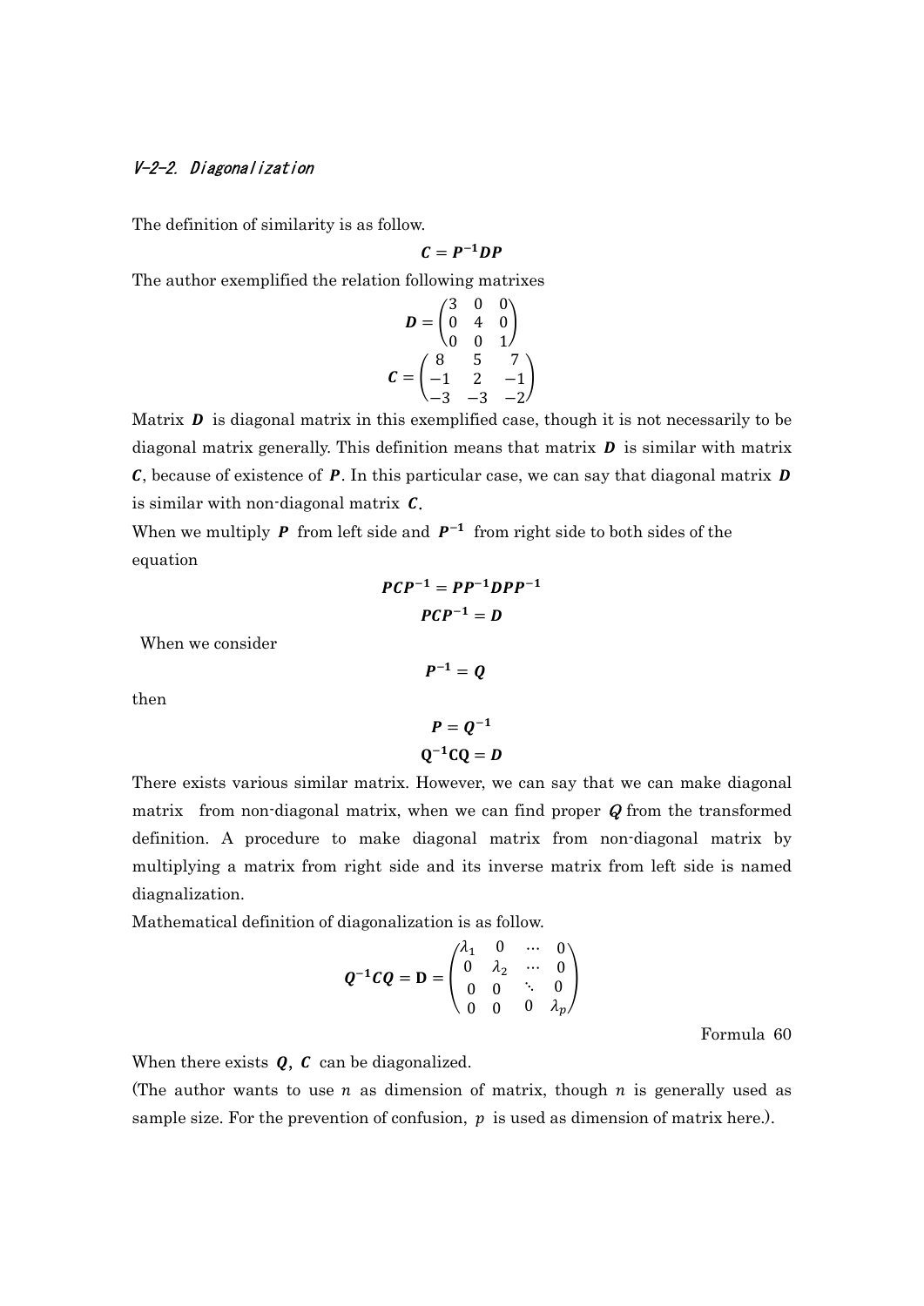### V-2-2. Diagonalization

The definition of similarity is as follow.

$$\boldsymbol{C} = \boldsymbol{P}^{-1}\boldsymbol{D}\boldsymbol{P}$$

The author exemplified the relation following matrixes

$$\boldsymbol{D} = \begin{pmatrix} 3 & 0 & 0 \\ 0 & 4 & 0 \\ 0 & 0 & 1 \end{pmatrix}$$

$$\boldsymbol{C} = \begin{pmatrix} 8 & 5 & 7 \\ -1 & 2 & -1 \\ -3 & -3 & -2 \end{pmatrix}$$

Matrix $\boldsymbol{D}$ is diagonal matrix in this exemplified case, though it is not necessarily to be diagonal matrix generally. This definition means that matrix $\boldsymbol{D}$ is similar with matrix $\boldsymbol{C}$, because of existence of $\boldsymbol{P}$. In this particular case, we can say that diagonal matrix $\boldsymbol{D}$ is similar with non-diagonal matrix $\boldsymbol{C}$.

When we multiply $\boldsymbol{P}$ from left side and $\boldsymbol{P}^{-1}$ from right side to both sides of the equation

$$\boldsymbol{P}\boldsymbol{C}\boldsymbol{P}^{-1} = \boldsymbol{P}\boldsymbol{P}^{-1}\boldsymbol{D}\boldsymbol{P}\boldsymbol{P}^{-1}$$

$$\boldsymbol{P}\boldsymbol{C}\boldsymbol{P}^{-1} = \boldsymbol{D}$$

When we consider

$$\boldsymbol{P}^{-1} = \boldsymbol{Q}$$

then

$$\boldsymbol{P} = \boldsymbol{Q}^{-1}$$

$$\mathbf{Q}^{-1}\mathbf{C}\mathbf{Q} = \boldsymbol{D}$$

There exists various similar matrix. However, we can say that we can make diagonal matrix from non-diagonal matrix, when we can find proper $\boldsymbol{Q}$ from the transformed definition. A procedure to make diagonal matrix from non-diagonal matrix by multiplying a matrix from right side and its inverse matrix from left side is named diagnalization.

Mathematical definition of diagonalization is as follow.

$$\boldsymbol{Q}^{-1}\boldsymbol{C}\boldsymbol{Q} = \mathbf{D} = \begin{pmatrix} \lambda_1 & 0 & \cdots & 0 \\ 0 & \lambda_2 & \cdots & 0 \\ 0 & 0 & \ddots & 0 \\ 0 & 0 & 0 & \lambda_p \end{pmatrix}$$

Formula 60

When there exists $\boldsymbol{Q}$, $\boldsymbol{C}$ can be diagonalized.

(The author wants to use $n$ as dimension of matrix, though $n$ is generally used as sample size. For the prevention of confusion, $p$ is used as dimension of matrix here.).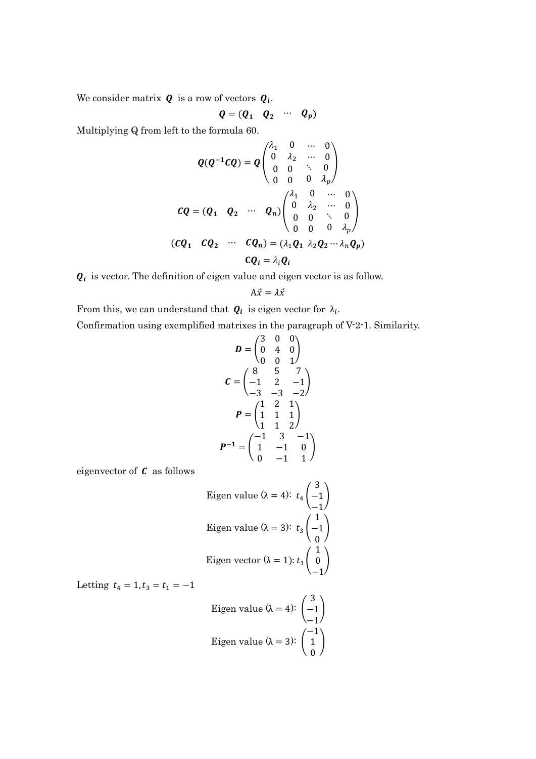We consider matrix $\boldsymbol{Q}$ is a row of vectors $\boldsymbol{Q_i}$.

$$\boldsymbol{Q} = (\boldsymbol{Q_1} \quad \boldsymbol{Q_2} \quad \cdots \quad \boldsymbol{Q_p})$$

Multiplying Q from left to the formula 60.

$$\boldsymbol{Q}(\boldsymbol{Q^{-1}CQ}) = \boldsymbol{Q}\begin{pmatrix} \lambda_1 & 0 & \cdots & 0 \\ 0 & \lambda_2 & \cdots & 0 \\ 0 & 0 & \ddots & 0 \\ 0 & 0 & 0 & \lambda_p \end{pmatrix}$$

$$\boldsymbol{CQ} = (\boldsymbol{Q_1} \quad \boldsymbol{Q_2} \quad \cdots \quad \boldsymbol{Q_n})\begin{pmatrix} \lambda_1 & 0 & \cdots & 0 \\ 0 & \lambda_2 & \cdots & 0 \\ 0 & 0 & \ddots & 0 \\ 0 & 0 & 0 & \lambda_p \end{pmatrix}$$

$$(\boldsymbol{CQ_1} \quad \boldsymbol{CQ_2} \quad \cdots \quad \boldsymbol{CQ_n}) = (\lambda_1\boldsymbol{Q_1} \ \lambda_2\boldsymbol{Q_2} \cdots \lambda_n\boldsymbol{Q_p})$$

$$\boldsymbol{CQ_i} = \lambda_i\boldsymbol{Q_i}$$

$\boldsymbol{Q_i}$ is vector. The definition of eigen value and eigen vector is as follow.

$$A\vec{x} = \lambda\vec{x}$$

From this, we can understand that $\boldsymbol{Q_i}$ is eigen vector for $\lambda_i$.

Confirmation using exemplified matrixes in the paragraph of V-2-1. Similarity.

$$\boldsymbol{D} = \begin{pmatrix} 3 & 0 & 0 \\ 0 & 4 & 0 \\ 0 & 0 & 1 \end{pmatrix}$$

$$\boldsymbol{C} = \begin{pmatrix} 8 & 5 & 7 \\ -1 & 2 & -1 \\ -3 & -3 & -2 \end{pmatrix}$$

$$\boldsymbol{P} = \begin{pmatrix} 1 & 2 & 1 \\ 1 & 1 & 1 \\ 1 & 1 & 2 \end{pmatrix}$$

$$\boldsymbol{P^{-1}} = \begin{pmatrix} -1 & 3 & -1 \\ 1 & -1 & 0 \\ 0 & -1 & 1 \end{pmatrix}$$

eigenvector of $\boldsymbol{C}$ as follows

$$\text{Eigen value } (\lambda = 4){:}\ t_4\begin{pmatrix} 3 \\ -1 \\ -1 \end{pmatrix}$$

$$\text{Eigen value } (\lambda = 3){:}\ t_3\begin{pmatrix} 1 \\ -1 \\ 0 \end{pmatrix}$$

$$\text{Eigen vector } (\lambda = 1){:}\ t_1\begin{pmatrix} 1 \\ 0 \\ -1 \end{pmatrix}$$

Letting $t_4 = 1, t_3 = t_1 = -1$

$$\text{Eigen value } (\lambda = 4){:}\ \begin{pmatrix} 3 \\ -1 \\ -1 \end{pmatrix}$$

$$\text{Eigen value } (\lambda = 3){:}\ \begin{pmatrix} -1 \\ 1 \\ 0 \end{pmatrix}$$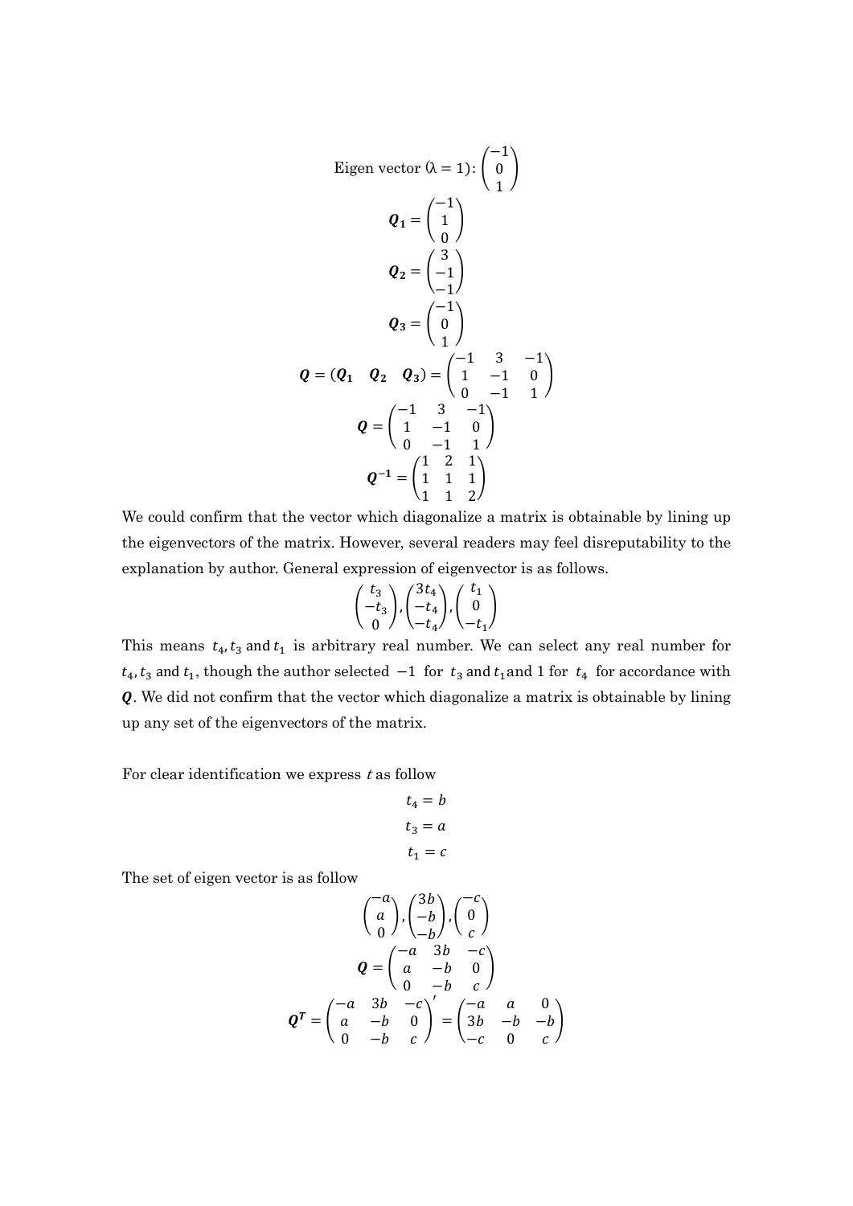$$\text{Eigen vector } (\lambda = 1): \begin{pmatrix} -1 \\ 0 \\ 1 \end{pmatrix}$$

$$\boldsymbol{Q_1} = \begin{pmatrix} -1 \\ 1 \\ 0 \end{pmatrix}$$

$$\boldsymbol{Q_2} = \begin{pmatrix} 3 \\ -1 \\ -1 \end{pmatrix}$$

$$\boldsymbol{Q_3} = \begin{pmatrix} -1 \\ 0 \\ 1 \end{pmatrix}$$

$$\boldsymbol{Q} = (\boldsymbol{Q_1} \quad \boldsymbol{Q_2} \quad \boldsymbol{Q_3}) = \begin{pmatrix} -1 & 3 & -1 \\ 1 & -1 & 0 \\ 0 & -1 & 1 \end{pmatrix}$$

$$\boldsymbol{Q} = \begin{pmatrix} -1 & 3 & -1 \\ 1 & -1 & 0 \\ 0 & -1 & 1 \end{pmatrix}$$

$$\boldsymbol{Q^{-1}} = \begin{pmatrix} 1 & 2 & 1 \\ 1 & 1 & 1 \\ 1 & 1 & 2 \end{pmatrix}$$

We could confirm that the vector which diagonalize a matrix is obtainable by lining up the eigenvectors of the matrix. However, several readers may feel disreputability to the explanation by author. General expression of eigenvector is as follows.

$$\begin{pmatrix} t_3 \\ -t_3 \\ 0 \end{pmatrix}, \begin{pmatrix} 3t_4 \\ -t_4 \\ -t_4 \end{pmatrix}, \begin{pmatrix} t_1 \\ 0 \\ -t_1 \end{pmatrix}$$

This means $t_4, t_3$ and $t_1$ is arbitrary real number. We can select any real number for $t_4, t_3$ and $t_1$, though the author selected $-1$ for $t_3$ and $t_1$ and 1 for $t_4$ for accordance with $\boldsymbol{Q}$. We did not confirm that the vector which diagonalize a matrix is obtainable by lining up any set of the eigenvectors of the matrix.

For clear identification we express $t$ as follow

$$t_4 = b$$

$$t_3 = a$$

$$t_1 = c$$

The set of eigen vector is as follow

$$\begin{pmatrix} -a \\ a \\ 0 \end{pmatrix}, \begin{pmatrix} 3b \\ -b \\ -b \end{pmatrix}, \begin{pmatrix} -c \\ 0 \\ c \end{pmatrix}$$

$$\boldsymbol{Q} = \begin{pmatrix} -a & 3b & -c \\ a & -b & 0 \\ 0 & -b & c \end{pmatrix}$$

$$\boldsymbol{Q^T} = \begin{pmatrix} -a & 3b & -c \\ a & -b & 0 \\ 0 & -b & c \end{pmatrix}' = \begin{pmatrix} -a & a & 0 \\ 3b & -b & -b \\ -c & 0 & c \end{pmatrix}$$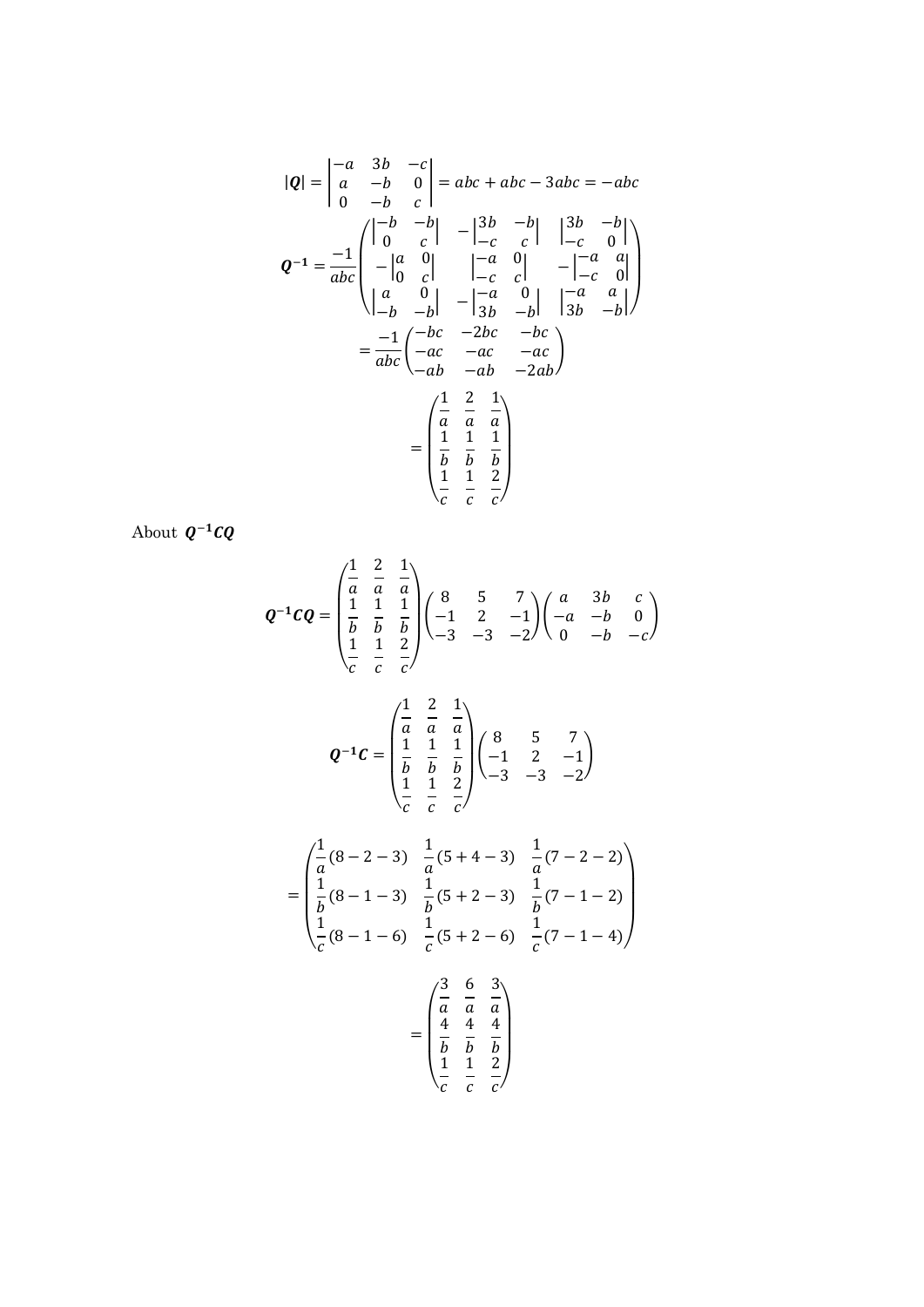$$|\boldsymbol{Q}| = \begin{vmatrix} -a & 3b & -c \\ a & -b & 0 \\ 0 & -b & c \end{vmatrix} = abc + abc - 3abc = -abc$$

$$\boldsymbol{Q^{-1}} = \frac{-1}{abc} \begin{pmatrix} \begin{vmatrix} -b & -b \\ 0 & c \end{vmatrix} & -\begin{vmatrix} 3b & -b \\ -c & c \end{vmatrix} & \begin{vmatrix} 3b & -b \\ -c & 0 \end{vmatrix} \\ -\begin{vmatrix} a & 0 \\ 0 & c \end{vmatrix} & \begin{vmatrix} -a & 0 \\ -c & c \end{vmatrix} & -\begin{vmatrix} -a & a \\ -c & 0 \end{vmatrix} \\ \begin{vmatrix} a & 0 \\ -b & -b \end{vmatrix} & -\begin{vmatrix} -a & 0 \\ 3b & -b \end{vmatrix} & \begin{vmatrix} -a & a \\ 3b & -b \end{vmatrix} \end{pmatrix}$$

$$= \frac{-1}{abc} \begin{pmatrix} -bc & -2bc & -bc \\ -ac & -ac & -ac \\ -ab & -ab & -2ab \end{pmatrix}$$

$$= \begin{pmatrix} \frac{1}{a} & \frac{2}{a} & \frac{1}{a} \\ \frac{1}{b} & \frac{1}{b} & \frac{1}{b} \\ \frac{1}{c} & \frac{1}{c} & \frac{2}{c} \end{pmatrix}$$

About $\boldsymbol{Q^{-1}CQ}$

$$\boldsymbol{Q^{-1}CQ} = \begin{pmatrix} \frac{1}{a} & \frac{2}{a} & \frac{1}{a} \\ \frac{1}{b} & \frac{1}{b} & \frac{1}{b} \\ \frac{1}{c} & \frac{1}{c} & \frac{2}{c} \end{pmatrix} \begin{pmatrix} 8 & 5 & 7 \\ -1 & 2 & -1 \\ -3 & -3 & -2 \end{pmatrix} \begin{pmatrix} a & 3b & c \\ -a & -b & 0 \\ 0 & -b & -c \end{pmatrix}$$

$$\boldsymbol{Q^{-1}C} = \begin{pmatrix} \frac{1}{a} & \frac{2}{a} & \frac{1}{a} \\ \frac{1}{b} & \frac{1}{b} & \frac{1}{b} \\ \frac{1}{c} & \frac{1}{c} & \frac{2}{c} \end{pmatrix} \begin{pmatrix} 8 & 5 & 7 \\ -1 & 2 & -1 \\ -3 & -3 & -2 \end{pmatrix}$$

$$= \begin{pmatrix} \frac{1}{a}(8-2-3) & \frac{1}{a}(5+4-3) & \frac{1}{a}(7-2-2) \\ \frac{1}{b}(8-1-3) & \frac{1}{b}(5+2-3) & \frac{1}{b}(7-1-2) \\ \frac{1}{c}(8-1-6) & \frac{1}{c}(5+2-6) & \frac{1}{c}(7-1-4) \end{pmatrix}$$

$$= \begin{pmatrix} \frac{3}{a} & \frac{6}{a} & \frac{3}{a} \\ \frac{4}{b} & \frac{4}{b} & \frac{4}{b} \\ \frac{1}{c} & \frac{1}{c} & \frac{2}{c} \end{pmatrix}$$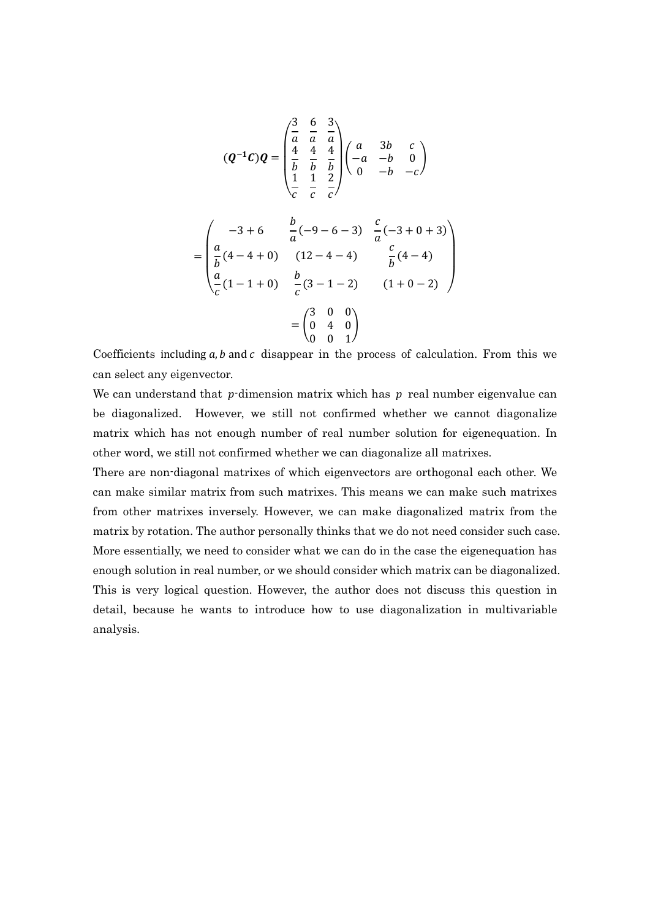$$
(\boldsymbol{Q^{-1}C})\boldsymbol{Q} = \begin{pmatrix} \frac{3}{a} & \frac{6}{a} & \frac{3}{a} \\ \frac{4}{b} & \frac{4}{b} & \frac{4}{b} \\ \frac{1}{c} & \frac{1}{c} & \frac{2}{c} \end{pmatrix} \begin{pmatrix} a & 3b & c \\ -a & -b & 0 \\ 0 & -b & -c \end{pmatrix}
$$

$$
= \begin{pmatrix} -3+6 & \frac{b}{a}(-9-6-3) & \frac{c}{a}(-3+0+3) \\ \frac{a}{b}(4-4+0) & (12-4-4) & \frac{c}{b}(4-4) \\ \frac{a}{c}(1-1+0) & \frac{b}{c}(3-1-2) & (1+0-2) \end{pmatrix}
$$

$$
= \begin{pmatrix} 3 & 0 & 0 \\ 0 & 4 & 0 \\ 0 & 0 & 1 \end{pmatrix}
$$

Coefficients including $a, b$ and $c$ disappear in the process of calculation. From this we can select any eigenvector.

We can understand that $p$-dimension matrix which has $p$ real number eigenvalue can be diagonalized. However, we still not confirmed whether we cannot diagonalize matrix which has not enough number of real number solution for eigenequation. In other word, we still not confirmed whether we can diagonalize all matrixes.

There are non-diagonal matrixes of which eigenvectors are orthogonal each other. We can make similar matrix from such matrixes. This means we can make such matrixes from other matrixes inversely. However, we can make diagonalized matrix from the matrix by rotation. The author personally thinks that we do not need consider such case. More essentially, we need to consider what we can do in the case the eigenequation has enough solution in real number, or we should consider which matrix can be diagonalized. This is very logical question. However, the author does not discuss this question in detail, because he wants to introduce how to use diagonalization in multivariable analysis.